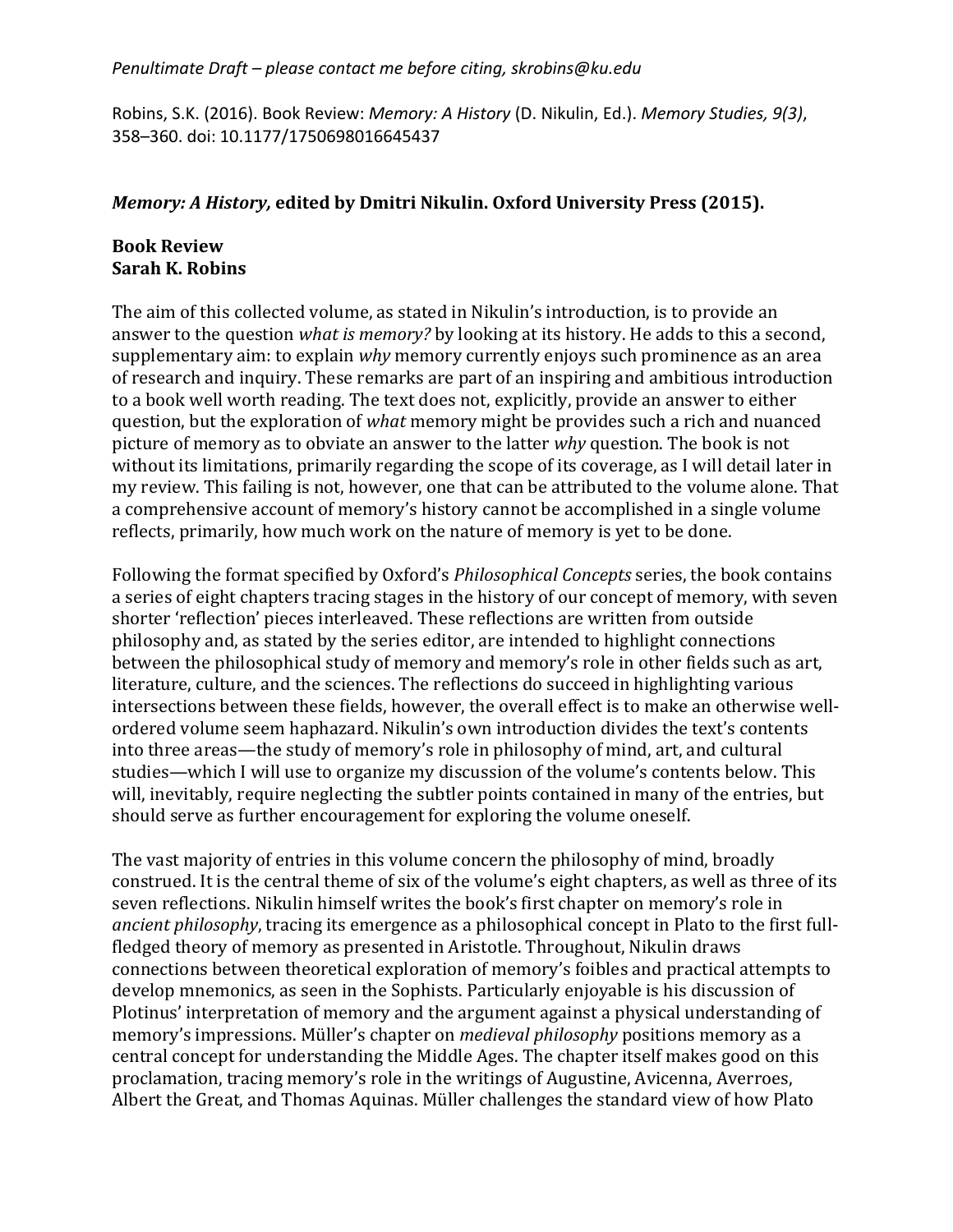*Penultimate Draft – please contact me before citing, skrobins@ku.edu*

Robins, S.K. (2016). Book Review: *Memory: A History* (D. Nikulin, Ed.). *Memory Studies, 9(3)*, 358–360. doi: 10.1177/1750698016645437

***Memory: A History,* edited by Dmitri Nikulin. Oxford University Press (2015).**

**Book Review**
**Sarah K. Robins**

The aim of this collected volume, as stated in Nikulin's introduction, is to provide an answer to the question *what is memory?* by looking at its history. He adds to this a second, supplementary aim: to explain *why* memory currently enjoys such prominence as an area of research and inquiry. These remarks are part of an inspiring and ambitious introduction to a book well worth reading. The text does not, explicitly, provide an answer to either question, but the exploration of *what* memory might be provides such a rich and nuanced picture of memory as to obviate an answer to the latter *why* question. The book is not without its limitations, primarily regarding the scope of its coverage, as I will detail later in my review. This failing is not, however, one that can be attributed to the volume alone. That a comprehensive account of memory's history cannot be accomplished in a single volume reflects, primarily, how much work on the nature of memory is yet to be done.

Following the format specified by Oxford's *Philosophical Concepts* series, the book contains a series of eight chapters tracing stages in the history of our concept of memory, with seven shorter 'reflection' pieces interleaved. These reflections are written from outside philosophy and, as stated by the series editor, are intended to highlight connections between the philosophical study of memory and memory's role in other fields such as art, literature, culture, and the sciences. The reflections do succeed in highlighting various intersections between these fields, however, the overall effect is to make an otherwise well-ordered volume seem haphazard. Nikulin's own introduction divides the text's contents into three areas—the study of memory's role in philosophy of mind, art, and cultural studies—which I will use to organize my discussion of the volume's contents below. This will, inevitably, require neglecting the subtler points contained in many of the entries, but should serve as further encouragement for exploring the volume oneself.

The vast majority of entries in this volume concern the philosophy of mind, broadly construed. It is the central theme of six of the volume's eight chapters, as well as three of its seven reflections. Nikulin himself writes the book's first chapter on memory's role in *ancient philosophy*, tracing its emergence as a philosophical concept in Plato to the first full-fledged theory of memory as presented in Aristotle. Throughout, Nikulin draws connections between theoretical exploration of memory's foibles and practical attempts to develop mnemonics, as seen in the Sophists. Particularly enjoyable is his discussion of Plotinus' interpretation of memory and the argument against a physical understanding of memory's impressions. Müller's chapter on *medieval philosophy* positions memory as a central concept for understanding the Middle Ages. The chapter itself makes good on this proclamation, tracing memory's role in the writings of Augustine, Avicenna, Averroes, Albert the Great, and Thomas Aquinas. Müller challenges the standard view of how Plato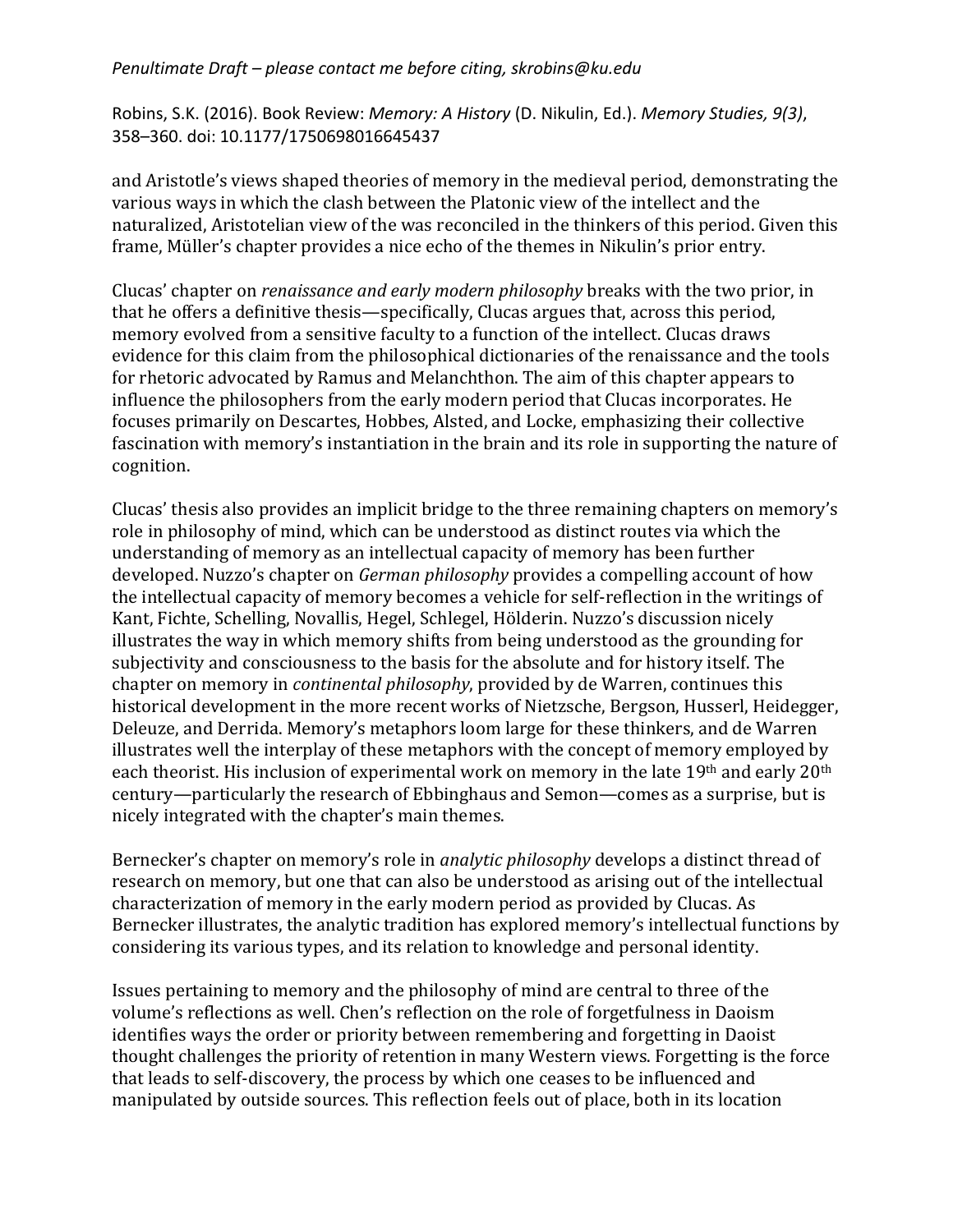and Aristotle's views shaped theories of memory in the medieval period, demonstrating the various ways in which the clash between the Platonic view of the intellect and the naturalized, Aristotelian view of the was reconciled in the thinkers of this period. Given this frame, Müller's chapter provides a nice echo of the themes in Nikulin's prior entry.

Clucas' chapter on *renaissance and early modern philosophy* breaks with the two prior, in that he offers a definitive thesis—specifically, Clucas argues that, across this period, memory evolved from a sensitive faculty to a function of the intellect. Clucas draws evidence for this claim from the philosophical dictionaries of the renaissance and the tools for rhetoric advocated by Ramus and Melanchthon. The aim of this chapter appears to influence the philosophers from the early modern period that Clucas incorporates. He focuses primarily on Descartes, Hobbes, Alsted, and Locke, emphasizing their collective fascination with memory's instantiation in the brain and its role in supporting the nature of cognition.

Clucas' thesis also provides an implicit bridge to the three remaining chapters on memory's role in philosophy of mind, which can be understood as distinct routes via which the understanding of memory as an intellectual capacity of memory has been further developed. Nuzzo's chapter on *German philosophy* provides a compelling account of how the intellectual capacity of memory becomes a vehicle for self-reflection in the writings of Kant, Fichte, Schelling, Novallis, Hegel, Schlegel, Hölderin. Nuzzo's discussion nicely illustrates the way in which memory shifts from being understood as the grounding for subjectivity and consciousness to the basis for the absolute and for history itself. The chapter on memory in *continental philosophy*, provided by de Warren, continues this historical development in the more recent works of Nietzsche, Bergson, Husserl, Heidegger, Deleuze, and Derrida. Memory's metaphors loom large for these thinkers, and de Warren illustrates well the interplay of these metaphors with the concept of memory employed by each theorist. His inclusion of experimental work on memory in the late 19th and early 20th century—particularly the research of Ebbinghaus and Semon—comes as a surprise, but is nicely integrated with the chapter's main themes.

Bernecker's chapter on memory's role in *analytic philosophy* develops a distinct thread of research on memory, but one that can also be understood as arising out of the intellectual characterization of memory in the early modern period as provided by Clucas. As Bernecker illustrates, the analytic tradition has explored memory's intellectual functions by considering its various types, and its relation to knowledge and personal identity.

Issues pertaining to memory and the philosophy of mind are central to three of the volume's reflections as well. Chen's reflection on the role of forgetfulness in Daoism identifies ways the order or priority between remembering and forgetting in Daoist thought challenges the priority of retention in many Western views. Forgetting is the force that leads to self-discovery, the process by which one ceases to be influenced and manipulated by outside sources. This reflection feels out of place, both in its location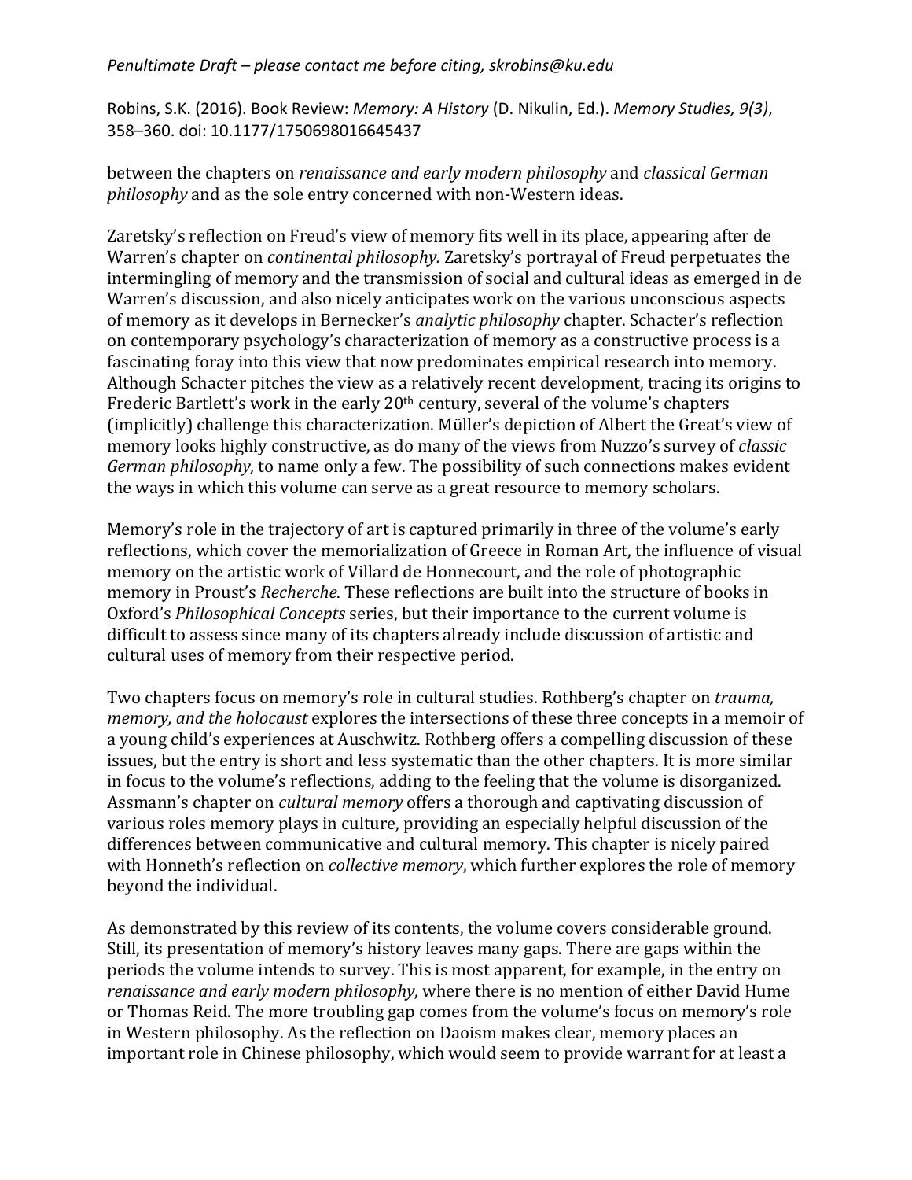between the chapters on *renaissance and early modern philosophy* and *classical German philosophy* and as the sole entry concerned with non-Western ideas.

Zaretsky's reflection on Freud's view of memory fits well in its place, appearing after de Warren's chapter on *continental philosophy.* Zaretsky's portrayal of Freud perpetuates the intermingling of memory and the transmission of social and cultural ideas as emerged in de Warren's discussion, and also nicely anticipates work on the various unconscious aspects of memory as it develops in Bernecker's *analytic philosophy* chapter. Schacter's reflection on contemporary psychology's characterization of memory as a constructive process is a fascinating foray into this view that now predominates empirical research into memory. Although Schacter pitches the view as a relatively recent development, tracing its origins to Frederic Bartlett's work in the early 20th century, several of the volume's chapters (implicitly) challenge this characterization. Müller's depiction of Albert the Great's view of memory looks highly constructive, as do many of the views from Nuzzo's survey of *classic German philosophy,* to name only a few. The possibility of such connections makes evident the ways in which this volume can serve as a great resource to memory scholars.

Memory's role in the trajectory of art is captured primarily in three of the volume's early reflections, which cover the memorialization of Greece in Roman Art, the influence of visual memory on the artistic work of Villard de Honnecourt, and the role of photographic memory in Proust's *Recherche*. These reflections are built into the structure of books in Oxford's *Philosophical Concepts* series, but their importance to the current volume is difficult to assess since many of its chapters already include discussion of artistic and cultural uses of memory from their respective period.

Two chapters focus on memory's role in cultural studies. Rothberg's chapter on *trauma, memory, and the holocaust* explores the intersections of these three concepts in a memoir of a young child's experiences at Auschwitz. Rothberg offers a compelling discussion of these issues, but the entry is short and less systematic than the other chapters. It is more similar in focus to the volume's reflections, adding to the feeling that the volume is disorganized. Assmann's chapter on *cultural memory* offers a thorough and captivating discussion of various roles memory plays in culture, providing an especially helpful discussion of the differences between communicative and cultural memory. This chapter is nicely paired with Honneth's reflection on *collective memory*, which further explores the role of memory beyond the individual.

As demonstrated by this review of its contents, the volume covers considerable ground. Still, its presentation of memory's history leaves many gaps. There are gaps within the periods the volume intends to survey. This is most apparent, for example, in the entry on *renaissance and early modern philosophy*, where there is no mention of either David Hume or Thomas Reid. The more troubling gap comes from the volume's focus on memory's role in Western philosophy. As the reflection on Daoism makes clear, memory places an important role in Chinese philosophy, which would seem to provide warrant for at least a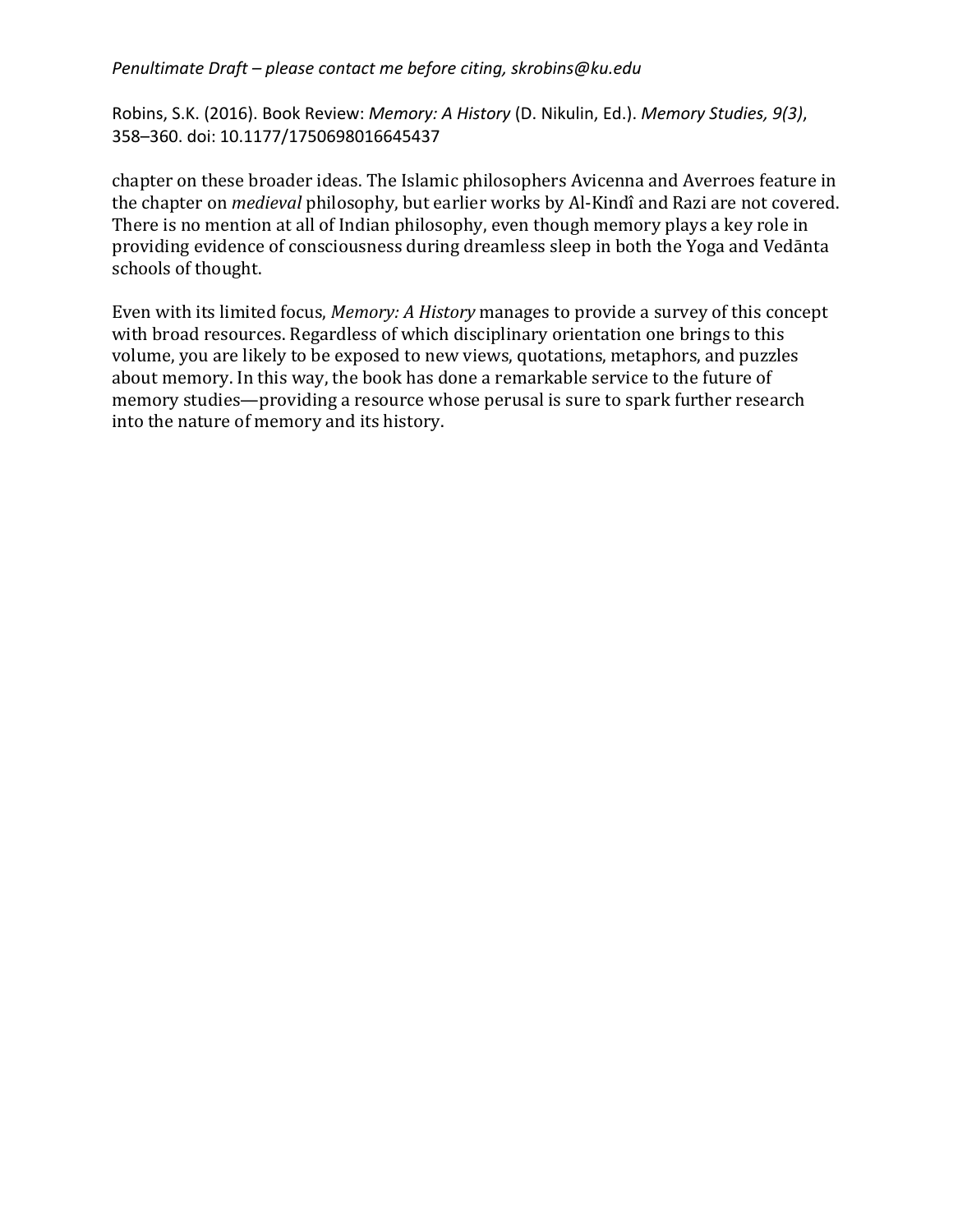chapter on these broader ideas. The Islamic philosophers Avicenna and Averroes feature in the chapter on *medieval* philosophy, but earlier works by Al-Kindî and Razi are not covered. There is no mention at all of Indian philosophy, even though memory plays a key role in providing evidence of consciousness during dreamless sleep in both the Yoga and Vedānta schools of thought.

Even with its limited focus, *Memory: A History* manages to provide a survey of this concept with broad resources. Regardless of which disciplinary orientation one brings to this volume, you are likely to be exposed to new views, quotations, metaphors, and puzzles about memory. In this way, the book has done a remarkable service to the future of memory studies—providing a resource whose perusal is sure to spark further research into the nature of memory and its history.